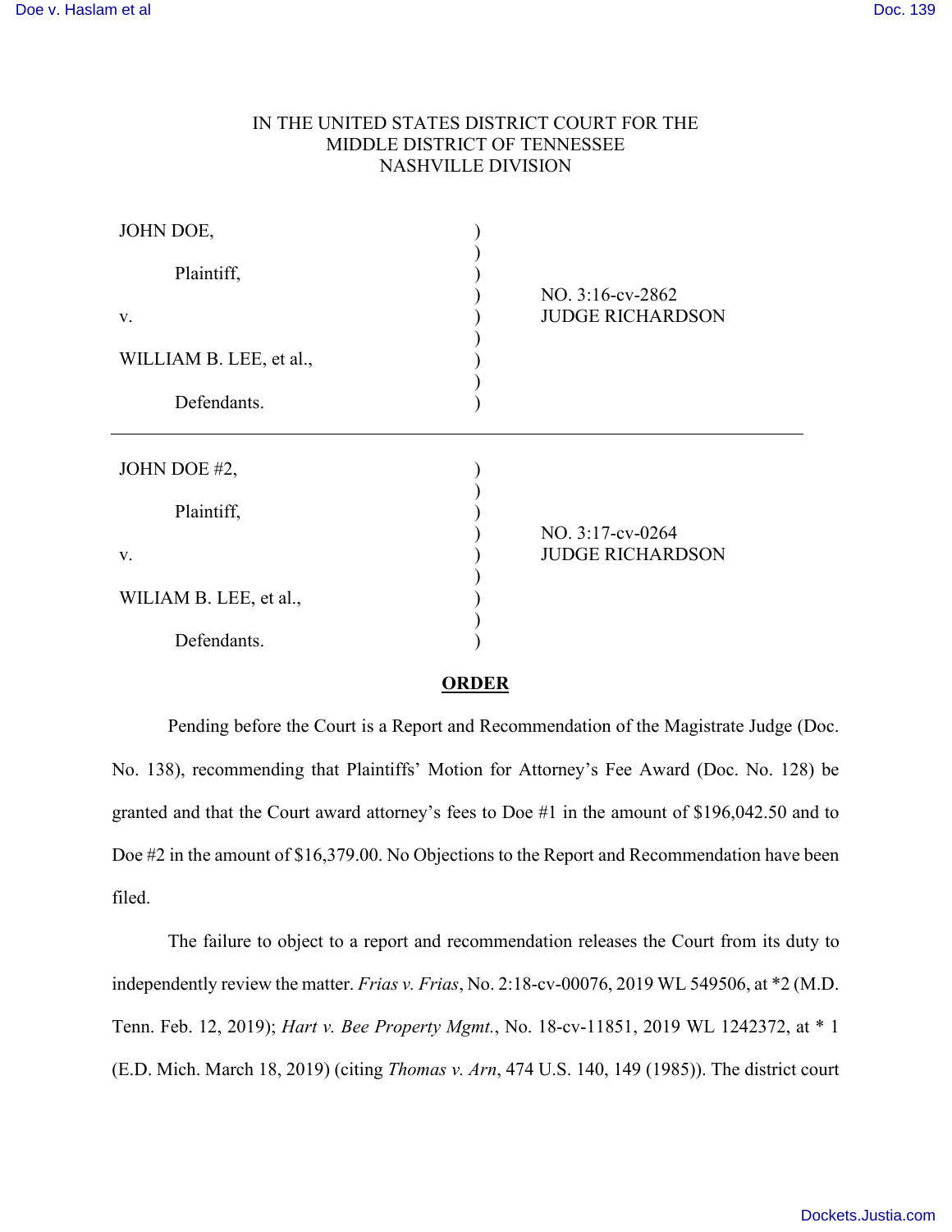IN THE UNITED STATES DISTRICT COURT FOR THE
MIDDLE DISTRICT OF TENNESSEE
NASHVILLE DIVISION

| | | |
|---|---|---|
| JOHN DOE,<br><br>Plaintiff,<br><br>v.<br><br>WILLIAM B. LEE, et al.,<br><br>Defendants. | ) | NO. 3:16-cv-2862<br>JUDGE RICHARDSON |

| | | |
|---|---|---|
| JOHN DOE #2,<br><br>Plaintiff,<br><br>v.<br><br>WILIAM B. LEE, et al.,<br><br>Defendants. | ) | NO. 3:17-cv-0264<br>JUDGE RICHARDSON |

**ORDER**

Pending before the Court is a Report and Recommendation of the Magistrate Judge (Doc. No. 138), recommending that Plaintiffs' Motion for Attorney's Fee Award (Doc. No. 128) be granted and that the Court award attorney's fees to Doe #1 in the amount of $196,042.50 and to Doe #2 in the amount of $16,379.00. No Objections to the Report and Recommendation have been filed.

The failure to object to a report and recommendation releases the Court from its duty to independently review the matter. *Frias v. Frias*, No. 2:18-cv-00076, 2019 WL 549506, at *2 (M.D. Tenn. Feb. 12, 2019); *Hart v. Bee Property Mgmt.*, No. 18-cv-11851, 2019 WL 1242372, at * 1 (E.D. Mich. March 18, 2019) (citing *Thomas v. Arn*, 474 U.S. 140, 149 (1985)). The district court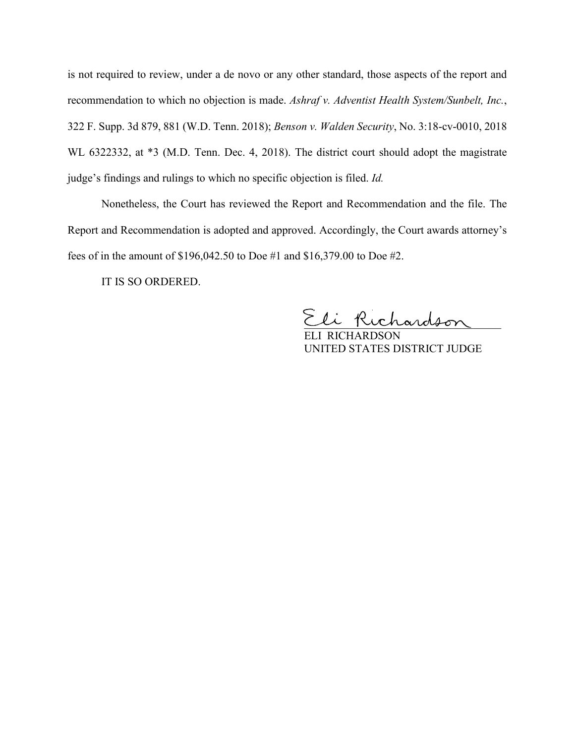is not required to review, under a de novo or any other standard, those aspects of the report and recommendation to which no objection is made. *Ashraf v. Adventist Health System/Sunbelt, Inc.*, 322 F. Supp. 3d 879, 881 (W.D. Tenn. 2018); *Benson v. Walden Security*, No. 3:18-cv-0010, 2018 WL 6322332, at *3 (M.D. Tenn. Dec. 4, 2018). The district court should adopt the magistrate judge's findings and rulings to which no specific objection is filed. *Id.*

Nonetheless, the Court has reviewed the Report and Recommendation and the file. The Report and Recommendation is adopted and approved. Accordingly, the Court awards attorney's fees of in the amount of $196,042.50 to Doe #1 and $16,379.00 to Doe #2.

IT IS SO ORDERED.

Eli Richardson
ELI RICHARDSON
UNITED STATES DISTRICT JUDGE